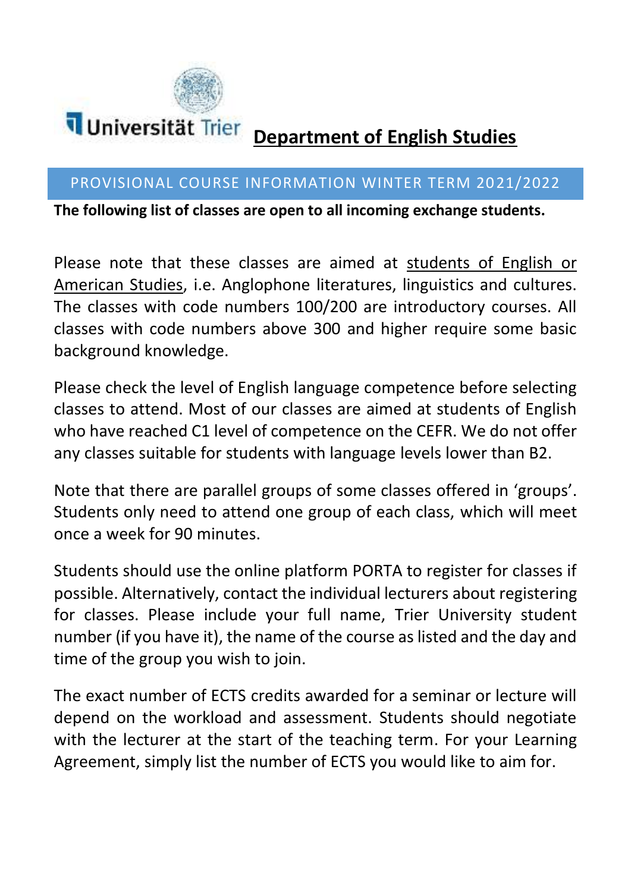Universität Trier

# Department of English Studies

## PROVISIONAL COURSE INFORMATION WINTER TERM 2021/2022

**The following list of classes are open to all incoming exchange students.**

Please note that these classes are aimed at students of English or American Studies, i.e. Anglophone literatures, linguistics and cultures. The classes with code numbers 100/200 are introductory courses. All classes with code numbers above 300 and higher require some basic background knowledge.

Please check the level of English language competence before selecting classes to attend. Most of our classes are aimed at students of English who have reached C1 level of competence on the CEFR. We do not offer any classes suitable for students with language levels lower than B2.

Note that there are parallel groups of some classes offered in 'groups'. Students only need to attend one group of each class, which will meet once a week for 90 minutes.

Students should use the online platform PORTA to register for classes if possible. Alternatively, contact the individual lecturers about registering for classes. Please include your full name, Trier University student number (if you have it), the name of the course as listed and the day and time of the group you wish to join.

The exact number of ECTS credits awarded for a seminar or lecture will depend on the workload and assessment. Students should negotiate with the lecturer at the start of the teaching term. For your Learning Agreement, simply list the number of ECTS you would like to aim for.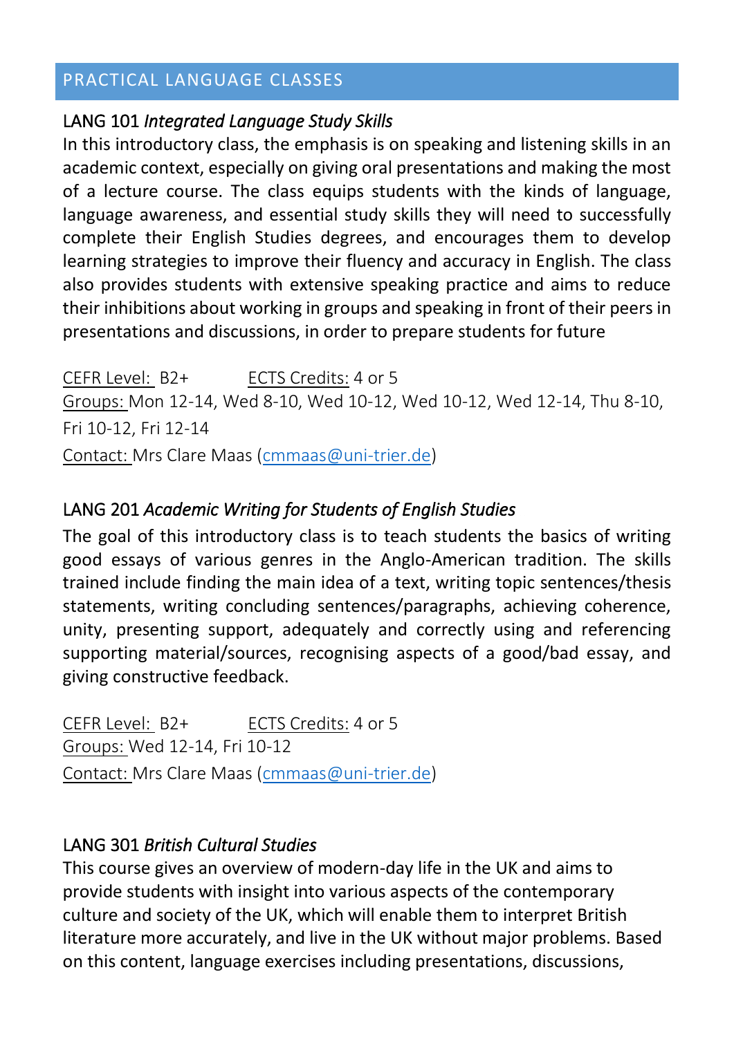## PRACTICAL LANGUAGE CLASSES

### LANG 101 *Integrated Language Study Skills*

In this introductory class, the emphasis is on speaking and listening skills in an academic context, especially on giving oral presentations and making the most of a lecture course. The class equips students with the kinds of language, language awareness, and essential study skills they will need to successfully complete their English Studies degrees, and encourages them to develop learning strategies to improve their fluency and accuracy in English. The class also provides students with extensive speaking practice and aims to reduce their inhibitions about working in groups and speaking in front of their peers in presentations and discussions, in order to prepare students for future

CEFR Level: B2+ ECTS Credits: 4 or 5
Groups: Mon 12-14, Wed 8-10, Wed 10-12, Wed 10-12, Wed 12-14, Thu 8-10, Fri 10-12, Fri 12-14
Contact: Mrs Clare Maas (cmmaas@uni-trier.de)

### LANG 201 *Academic Writing for Students of English Studies*

The goal of this introductory class is to teach students the basics of writing good essays of various genres in the Anglo-American tradition. The skills trained include finding the main idea of a text, writing topic sentences/thesis statements, writing concluding sentences/paragraphs, achieving coherence, unity, presenting support, adequately and correctly using and referencing supporting material/sources, recognising aspects of a good/bad essay, and giving constructive feedback.

CEFR Level: B2+ ECTS Credits: 4 or 5
Groups: Wed 12-14, Fri 10-12
Contact: Mrs Clare Maas (cmmaas@uni-trier.de)

### LANG 301 *British Cultural Studies*

This course gives an overview of modern-day life in the UK and aims to provide students with insight into various aspects of the contemporary culture and society of the UK, which will enable them to interpret British literature more accurately, and live in the UK without major problems. Based on this content, language exercises including presentations, discussions,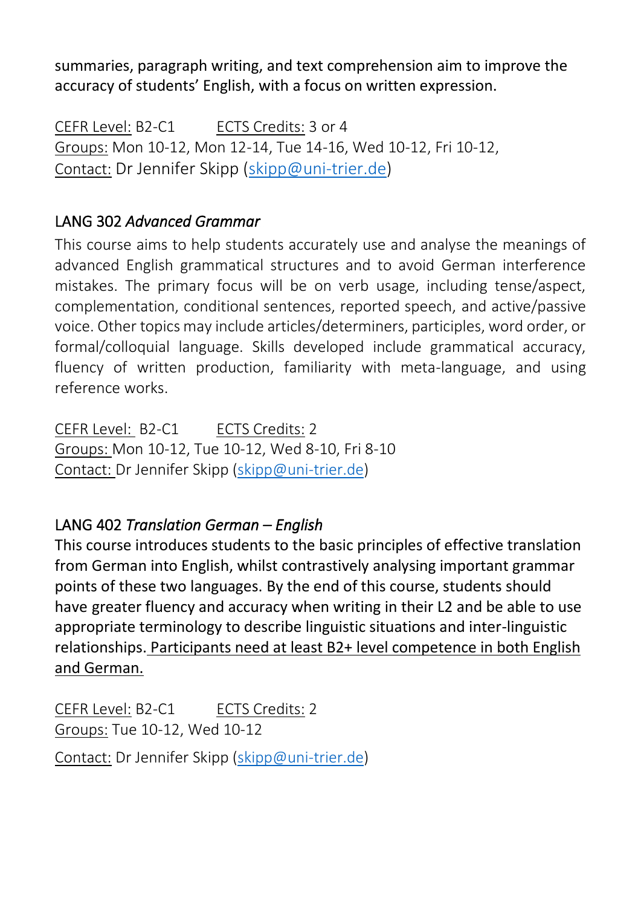summaries, paragraph writing, and text comprehension aim to improve the accuracy of students' English, with a focus on written expression.

CEFR Level: B2-C1 ECTS Credits: 3 or 4
Groups: Mon 10-12, Mon 12-14, Tue 14-16, Wed 10-12, Fri 10-12,
Contact: Dr Jennifer Skipp (skipp@uni-trier.de)

## LANG 302 *Advanced Grammar*

This course aims to help students accurately use and analyse the meanings of advanced English grammatical structures and to avoid German interference mistakes. The primary focus will be on verb usage, including tense/aspect, complementation, conditional sentences, reported speech, and active/passive voice. Other topics may include articles/determiners, participles, word order, or formal/colloquial language. Skills developed include grammatical accuracy, fluency of written production, familiarity with meta-language, and using reference works.

CEFR Level: B2-C1 ECTS Credits: 2
Groups: Mon 10-12, Tue 10-12, Wed 8-10, Fri 8-10
Contact: Dr Jennifer Skipp (skipp@uni-trier.de)

## LANG 402 *Translation German – English*

This course introduces students to the basic principles of effective translation from German into English, whilst contrastively analysing important grammar points of these two languages. By the end of this course, students should have greater fluency and accuracy when writing in their L2 and be able to use appropriate terminology to describe linguistic situations and inter-linguistic relationships. Participants need at least B2+ level competence in both English and German.

CEFR Level: B2-C1 ECTS Credits: 2
Groups: Tue 10-12, Wed 10-12

Contact: Dr Jennifer Skipp (skipp@uni-trier.de)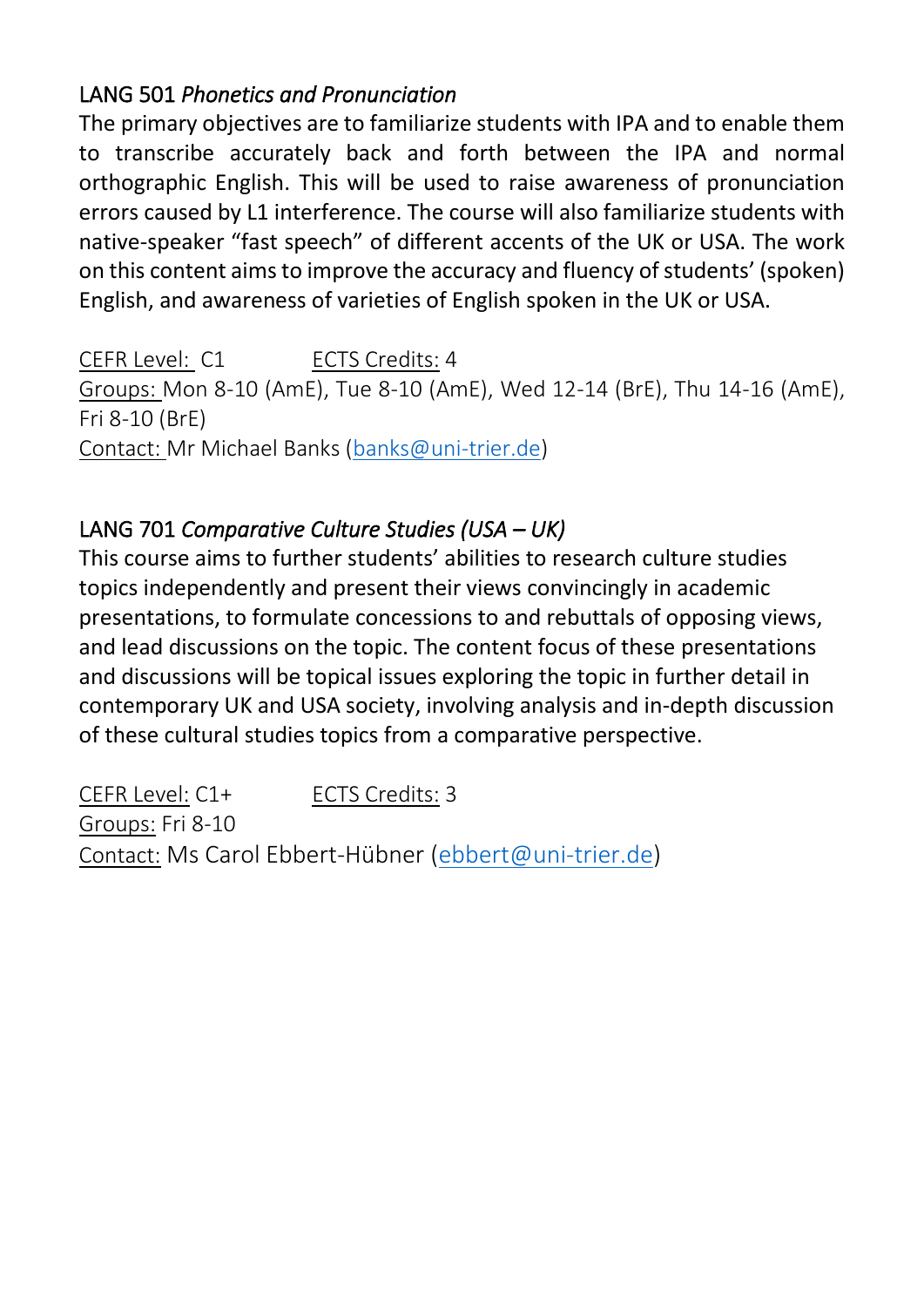## LANG 501 *Phonetics and Pronunciation*

The primary objectives are to familiarize students with IPA and to enable them to transcribe accurately back and forth between the IPA and normal orthographic English. This will be used to raise awareness of pronunciation errors caused by L1 interference. The course will also familiarize students with native-speaker "fast speech" of different accents of the UK or USA. The work on this content aims to improve the accuracy and fluency of students' (spoken) English, and awareness of varieties of English spoken in the UK or USA.

CEFR Level: C1 ECTS Credits: 4
Groups: Mon 8-10 (AmE), Tue 8-10 (AmE), Wed 12-14 (BrE), Thu 14-16 (AmE), Fri 8-10 (BrE)
Contact: Mr Michael Banks (banks@uni-trier.de)

## LANG 701 *Comparative Culture Studies (USA – UK)*

This course aims to further students' abilities to research culture studies topics independently and present their views convincingly in academic presentations, to formulate concessions to and rebuttals of opposing views, and lead discussions on the topic. The content focus of these presentations and discussions will be topical issues exploring the topic in further detail in contemporary UK and USA society, involving analysis and in-depth discussion of these cultural studies topics from a comparative perspective.

CEFR Level: C1+ ECTS Credits: 3
Groups: Fri 8-10
Contact: Ms Carol Ebbert-Hübner (ebbert@uni-trier.de)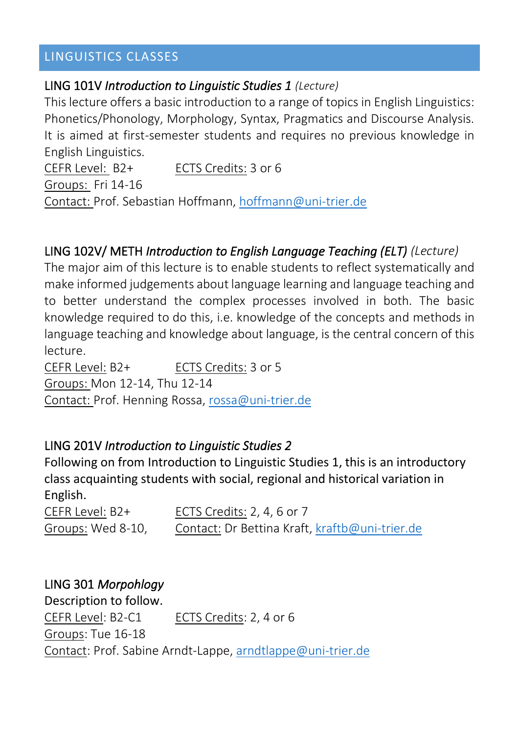## LINGUISTICS CLASSES

### LING 101V *Introduction to Linguistic Studies 1* *(Lecture)*

This lecture offers a basic introduction to a range of topics in English Linguistics: Phonetics/Phonology, Morphology, Syntax, Pragmatics and Discourse Analysis. It is aimed at first-semester students and requires no previous knowledge in English Linguistics.

CEFR Level: B2+ ECTS Credits: 3 or 6

Groups: Fri 14-16

Contact: Prof. Sebastian Hoffmann, hoffmann@uni-trier.de

### LING 102V/ METH *Introduction to English Language Teaching (ELT)* *(Lecture)*

The major aim of this lecture is to enable students to reflect systematically and make informed judgements about language learning and language teaching and to better understand the complex processes involved in both. The basic knowledge required to do this, i.e. knowledge of the concepts and methods in language teaching and knowledge about language, is the central concern of this lecture.

CEFR Level: B2+ ECTS Credits: 3 or 5

Groups: Mon 12-14, Thu 12-14

Contact: Prof. Henning Rossa, rossa@uni-trier.de

### LING 201V *Introduction to Linguistic Studies 2*

Following on from Introduction to Linguistic Studies 1, this is an introductory class acquainting students with social, regional and historical variation in English.

CEFR Level: B2+ ECTS Credits: 2, 4, 6 or 7

Groups: Wed 8-10, Contact: Dr Bettina Kraft, kraftb@uni-trier.de

### LING 301 *Morpohlogy*

Description to follow.

CEFR Level: B2-C1 ECTS Credits: 2, 4 or 6

Groups: Tue 16-18

Contact: Prof. Sabine Arndt-Lappe, arndtlappe@uni-trier.de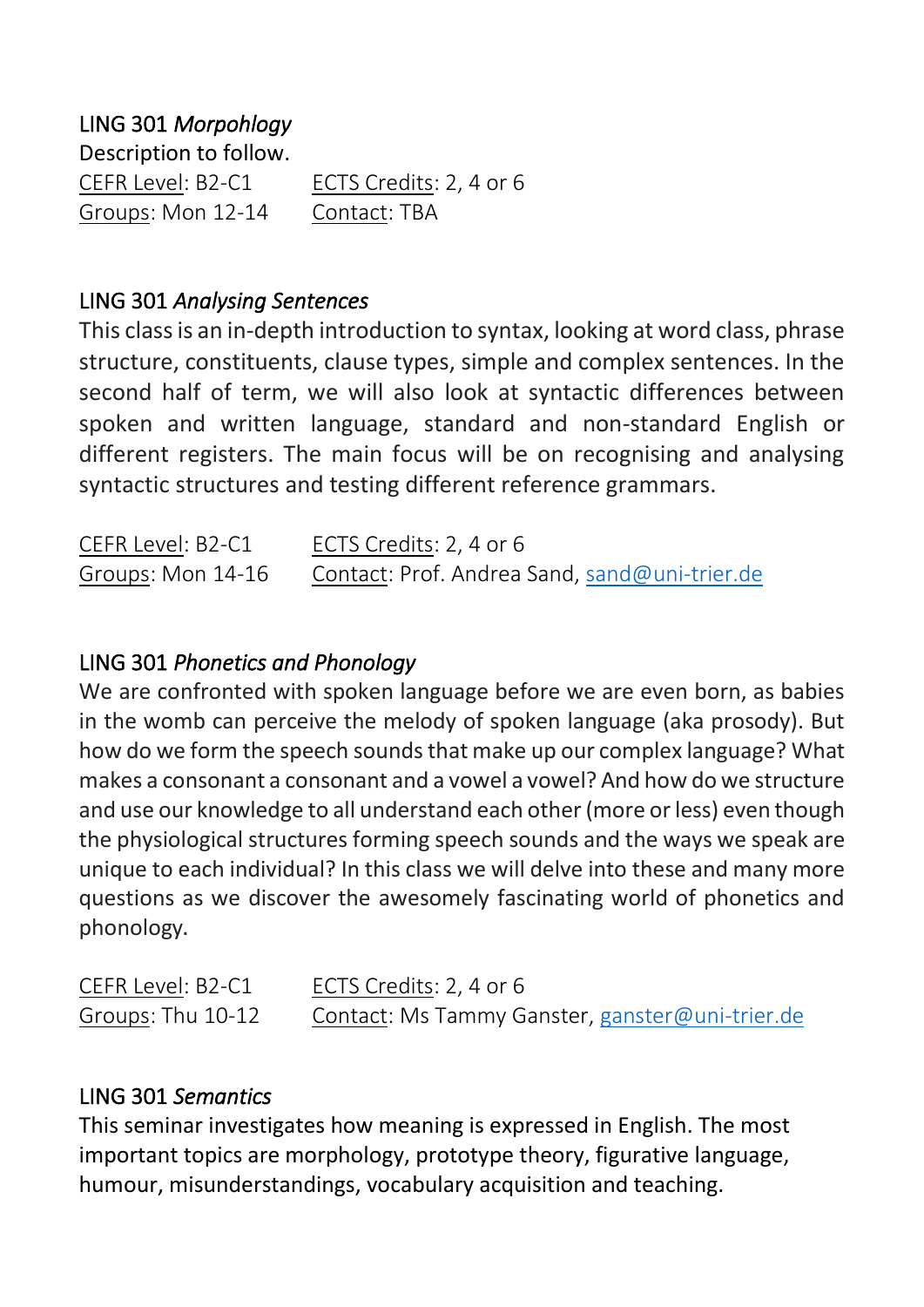### LING 301 *Morpohlogy*

Description to follow.

<u>CEFR Level</u>: B2-C1 <u>ECTS Credits</u>: 2, 4 or 6
<u>Groups</u>: Mon 12-14 <u>Contact</u>: TBA

### LING 301 *Analysing Sentences*

This class is an in-depth introduction to syntax, looking at word class, phrase structure, constituents, clause types, simple and complex sentences. In the second half of term, we will also look at syntactic differences between spoken and written language, standard and non-standard English or different registers. The main focus will be on recognising and analysing syntactic structures and testing different reference grammars.

<u>CEFR Level</u>: B2-C1 <u>ECTS Credits</u>: 2, 4 or 6
<u>Groups</u>: Mon 14-16 <u>Contact</u>: Prof. Andrea Sand, sand@uni-trier.de

### LING 301 *Phonetics and Phonology*

We are confronted with spoken language before we are even born, as babies in the womb can perceive the melody of spoken language (aka prosody). But how do we form the speech sounds that make up our complex language? What makes a consonant a consonant and a vowel a vowel? And how do we structure and use our knowledge to all understand each other (more or less) even though the physiological structures forming speech sounds and the ways we speak are unique to each individual? In this class we will delve into these and many more questions as we discover the awesomely fascinating world of phonetics and phonology.

<u>CEFR Level</u>: B2-C1 <u>ECTS Credits</u>: 2, 4 or 6
<u>Groups</u>: Thu 10-12 <u>Contact</u>: Ms Tammy Ganster, ganster@uni-trier.de

### LING 301 *Semantics*

This seminar investigates how meaning is expressed in English. The most important topics are morphology, prototype theory, figurative language, humour, misunderstandings, vocabulary acquisition and teaching.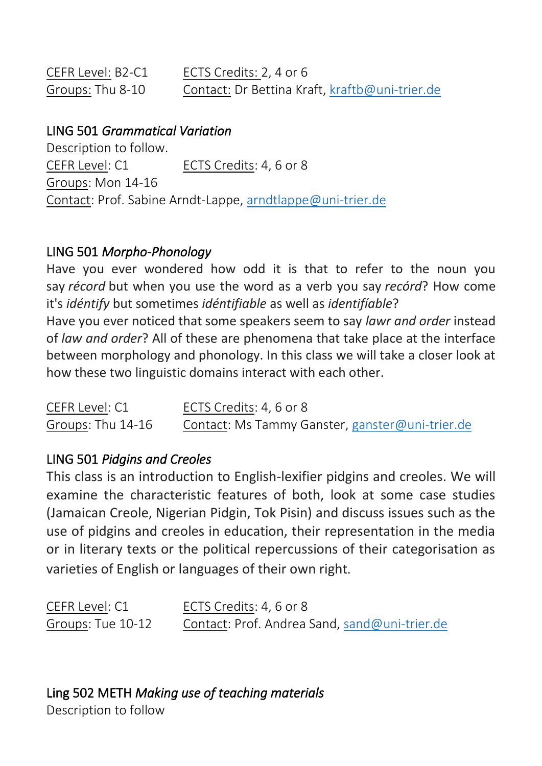CEFR Level: B2-C1 ECTS Credits: 2, 4 or 6
Groups: Thu 8-10 Contact: Dr Bettina Kraft, kraftb@uni-trier.de

### LING 501 *Grammatical Variation*

Description to follow.

CEFR Level: C1 ECTS Credits: 4, 6 or 8
Groups: Mon 14-16
Contact: Prof. Sabine Arndt-Lappe, arndtlappe@uni-trier.de

### LING 501 *Morpho-Phonology*

Have you ever wondered how odd it is that to refer to the noun you say *récord* but when you use the word as a verb you say *recórd*? How come it's *idéntify* but sometimes *idéntifiable* as well as *identifíable*?
Have you ever noticed that some speakers seem to say *lawr and order* instead of *law and order*? All of these are phenomena that take place at the interface between morphology and phonology. In this class we will take a closer look at how these two linguistic domains interact with each other.

CEFR Level: C1 ECTS Credits: 4, 6 or 8
Groups: Thu 14-16 Contact: Ms Tammy Ganster, ganster@uni-trier.de

### LING 501 *Pidgins and Creoles*

This class is an introduction to English-lexifier pidgins and creoles. We will examine the characteristic features of both, look at some case studies (Jamaican Creole, Nigerian Pidgin, Tok Pisin) and discuss issues such as the use of pidgins and creoles in education, their representation in the media or in literary texts or the political repercussions of their categorisation as varieties of English or languages of their own right.

CEFR Level: C1 ECTS Credits: 4, 6 or 8
Groups: Tue 10-12 Contact: Prof. Andrea Sand, sand@uni-trier.de

### Ling 502 METH *Making use of teaching materials*

Description to follow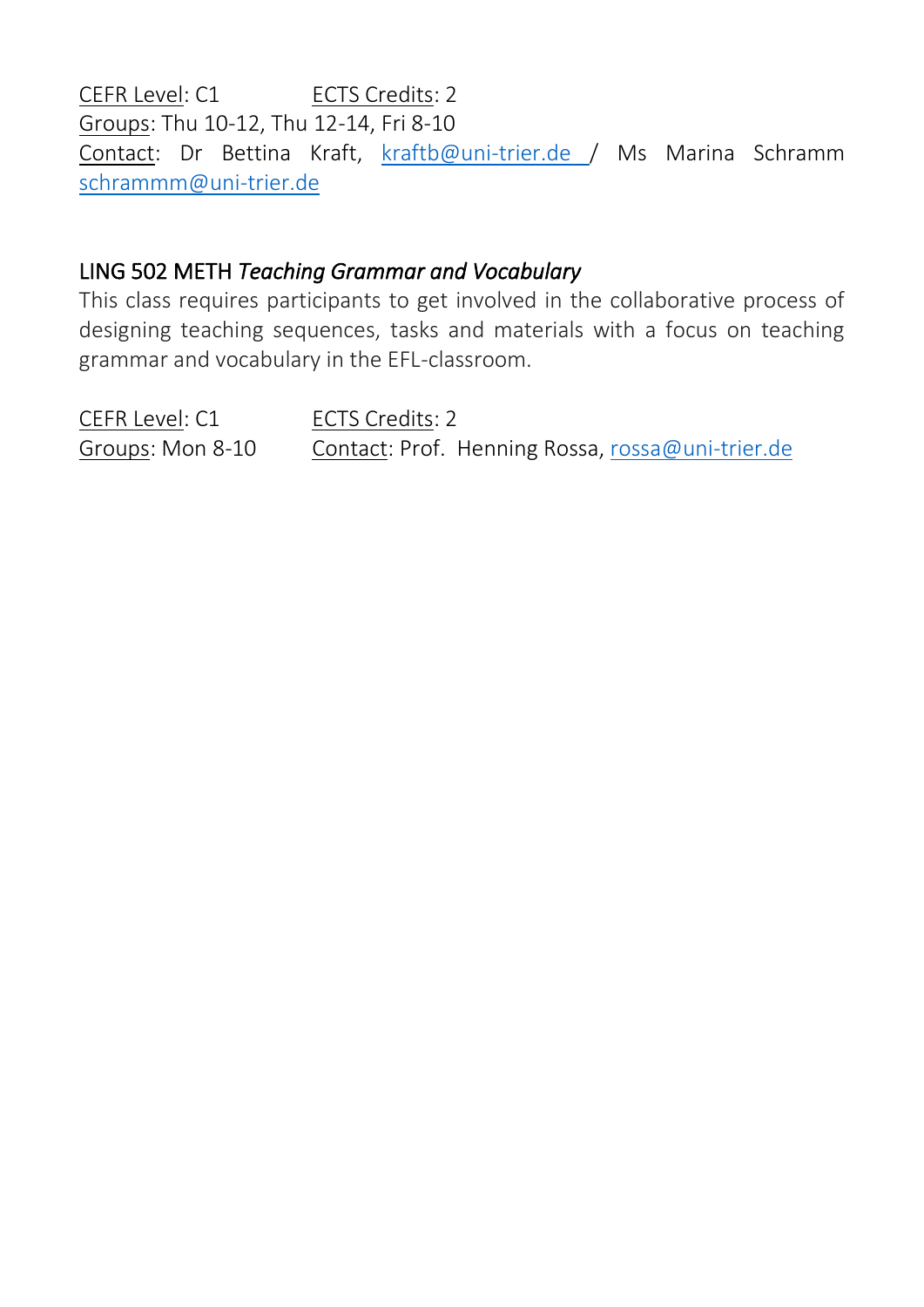CEFR Level: C1 ECTS Credits: 2
Groups: Thu 10-12, Thu 12-14, Fri 8-10
Contact: Dr Bettina Kraft, kraftb@uni-trier.de / Ms Marina Schramm schrammm@uni-trier.de

### LING 502 METH *Teaching Grammar and Vocabulary*

This class requires participants to get involved in the collaborative process of designing teaching sequences, tasks and materials with a focus on teaching grammar and vocabulary in the EFL-classroom.

CEFR Level: C1 ECTS Credits: 2
Groups: Mon 8-10 Contact: Prof. Henning Rossa, rossa@uni-trier.de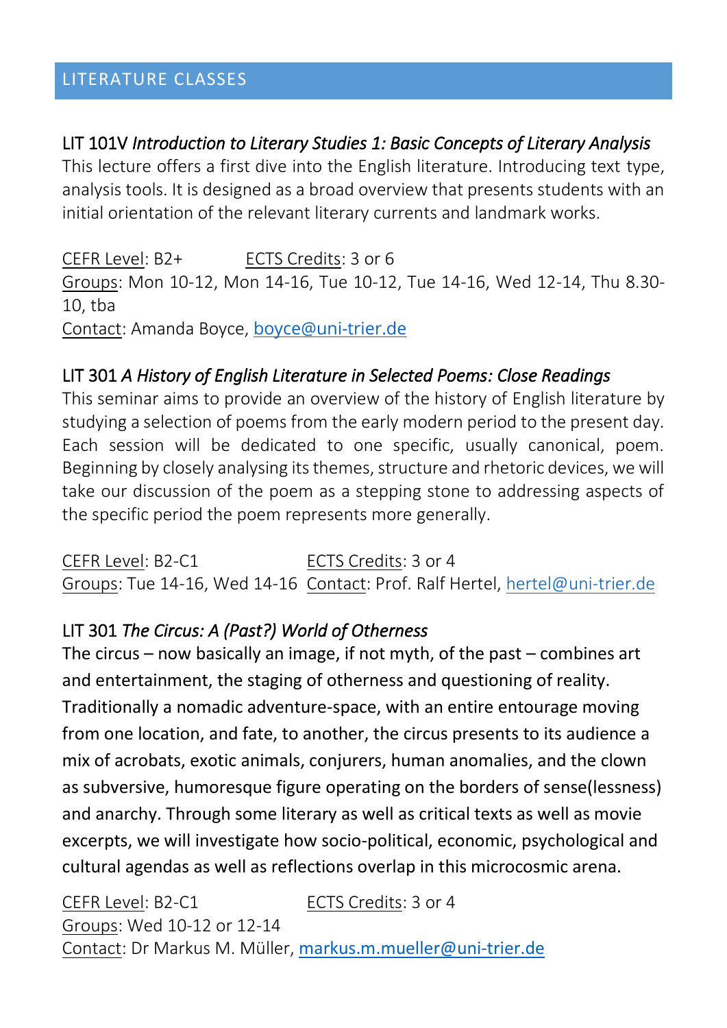## LITERATURE CLASSES

### LIT 101V *Introduction to Literary Studies 1: Basic Concepts of Literary Analysis*

This lecture offers a first dive into the English literature. Introducing text type, analysis tools. It is designed as a broad overview that presents students with an initial orientation of the relevant literary currents and landmark works.

CEFR Level: B2+ ECTS Credits: 3 or 6
Groups: Mon 10-12, Mon 14-16, Tue 10-12, Tue 14-16, Wed 12-14, Thu 8.30-10, tba
Contact: Amanda Boyce, boyce@uni-trier.de

### LIT 301 *A History of English Literature in Selected Poems: Close Readings*

This seminar aims to provide an overview of the history of English literature by studying a selection of poems from the early modern period to the present day. Each session will be dedicated to one specific, usually canonical, poem. Beginning by closely analysing its themes, structure and rhetoric devices, we will take our discussion of the poem as a stepping stone to addressing aspects of the specific period the poem represents more generally.

CEFR Level: B2-C1 ECTS Credits: 3 or 4
Groups: Tue 14-16, Wed 14-16 Contact: Prof. Ralf Hertel, hertel@uni-trier.de

### LIT 301 *The Circus: A (Past?) World of Otherness*

The circus – now basically an image, if not myth, of the past – combines art and entertainment, the staging of otherness and questioning of reality. Traditionally a nomadic adventure-space, with an entire entourage moving from one location, and fate, to another, the circus presents to its audience a mix of acrobats, exotic animals, conjurers, human anomalies, and the clown as subversive, humoresque figure operating on the borders of sense(lessness) and anarchy. Through some literary as well as critical texts as well as movie excerpts, we will investigate how socio-political, economic, psychological and cultural agendas as well as reflections overlap in this microcosmic arena.

CEFR Level: B2-C1 ECTS Credits: 3 or 4
Groups: Wed 10-12 or 12-14
Contact: Dr Markus M. Müller, markus.m.mueller@uni-trier.de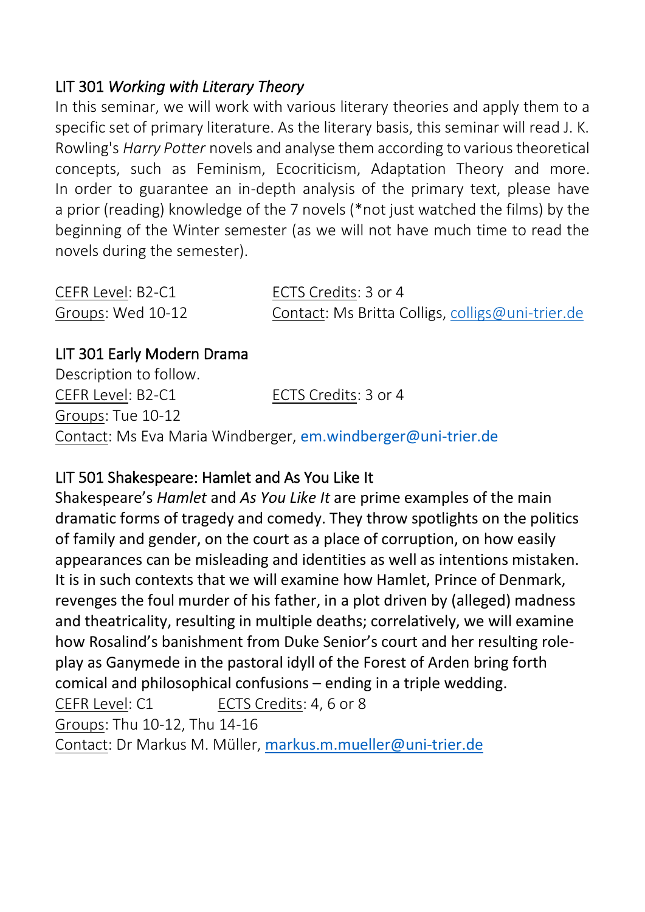### LIT 301 *Working with Literary Theory*

In this seminar, we will work with various literary theories and apply them to a specific set of primary literature. As the literary basis, this seminar will read J. K. Rowling's *Harry Potter* novels and analyse them according to various theoretical concepts, such as Feminism, Ecocriticism, Adaptation Theory and more. In order to guarantee an in-depth analysis of the primary text, please have a prior (reading) knowledge of the 7 novels (*not just watched the films) by the beginning of the Winter semester (as we will not have much time to read the novels during the semester).

CEFR Level: B2-C1
ECTS Credits: 3 or 4
Groups: Wed 10-12
Contact: Ms Britta Colligs, colligs@uni-trier.de

### LIT 301 Early Modern Drama

Description to follow.

CEFR Level: B2-C1
ECTS Credits: 3 or 4
Groups: Tue 10-12
Contact: Ms Eva Maria Windberger, em.windberger@uni-trier.de

### LIT 501 Shakespeare: Hamlet and As You Like It

Shakespeare's *Hamlet* and *As You Like It* are prime examples of the main dramatic forms of tragedy and comedy. They throw spotlights on the politics of family and gender, on the court as a place of corruption, on how easily appearances can be misleading and identities as well as intentions mistaken. It is in such contexts that we will examine how Hamlet, Prince of Denmark, revenges the foul murder of his father, in a plot driven by (alleged) madness and theatricality, resulting in multiple deaths; correlatively, we will examine how Rosalind's banishment from Duke Senior's court and her resulting role-play as Ganymede in the pastoral idyll of the Forest of Arden bring forth comical and philosophical confusions – ending in a triple wedding.

CEFR Level: C1
ECTS Credits: 4, 6 or 8
Groups: Thu 10-12, Thu 14-16
Contact: Dr Markus M. Müller, markus.m.mueller@uni-trier.de